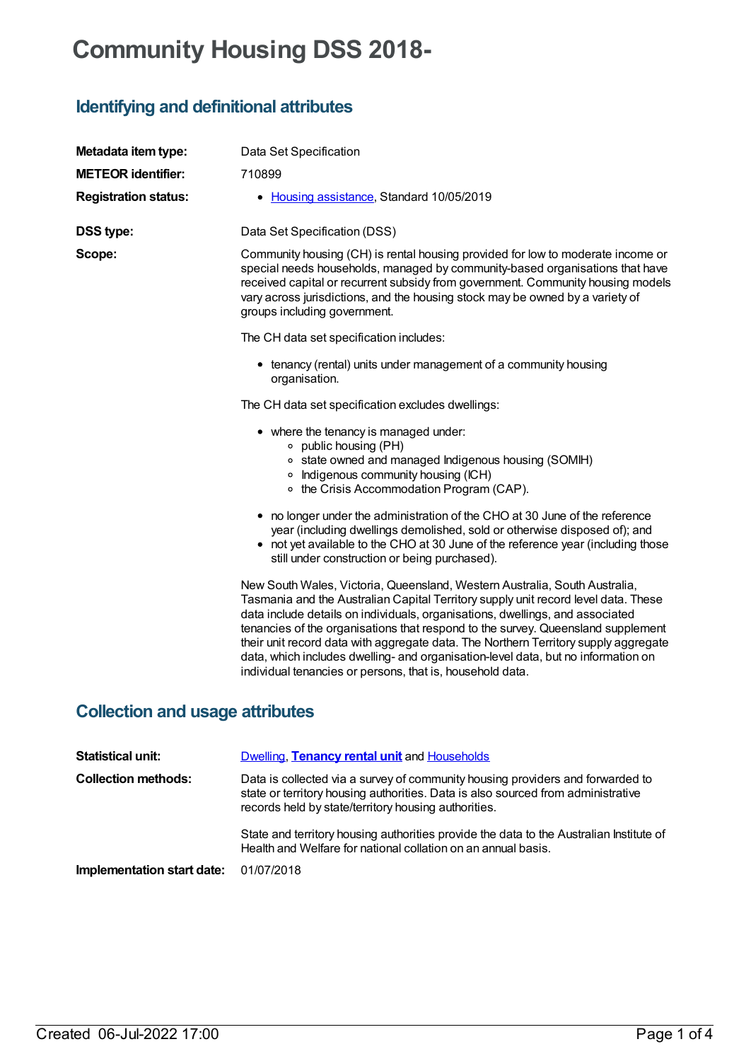# Community Housing DSS 2018-

## Identifying and definitional attributes

**Metadata item type:** Data Set Specification

**METEOR identifier:** 710899

**Registration status:**
- Housing assistance, Standard 10/05/2019

**DSS type:** Data Set Specification (DSS)

**Scope:** Community housing (CH) is rental housing provided for low to moderate income or special needs households, managed by community-based organisations that have received capital or recurrent subsidy from government. Community housing models vary across jurisdictions, and the housing stock may be owned by a variety of groups including government.

The CH data set specification includes:

- tenancy (rental) units under management of a community housing organisation.

The CH data set specification excludes dwellings:

- where the tenancy is managed under:
  - public housing (PH)
  - state owned and managed Indigenous housing (SOMIH)
  - Indigenous community housing (ICH)
  - the Crisis Accommodation Program (CAP).
- no longer under the administration of the CHO at 30 June of the reference year (including dwellings demolished, sold or otherwise disposed of); and
- not yet available to the CHO at 30 June of the reference year (including those still under construction or being purchased).

New South Wales, Victoria, Queensland, Western Australia, South Australia, Tasmania and the Australian Capital Territory supply unit record level data. These data include details on individuals, organisations, dwellings, and associated tenancies of the organisations that respond to the survey. Queensland supplement their unit record data with aggregate data. The Northern Territory supply aggregate data, which includes dwelling- and organisation-level data, but no information on individual tenancies or persons, that is, household data.

## Collection and usage attributes

**Statistical unit:** Dwelling, **Tenancy rental unit** and Households

**Collection methods:** Data is collected via a survey of community housing providers and forwarded to state or territory housing authorities. Data is also sourced from administrative records held by state/territory housing authorities.

State and territory housing authorities provide the data to the Australian Institute of Health and Welfare for national collation on an annual basis.

**Implementation start date:** 01/07/2018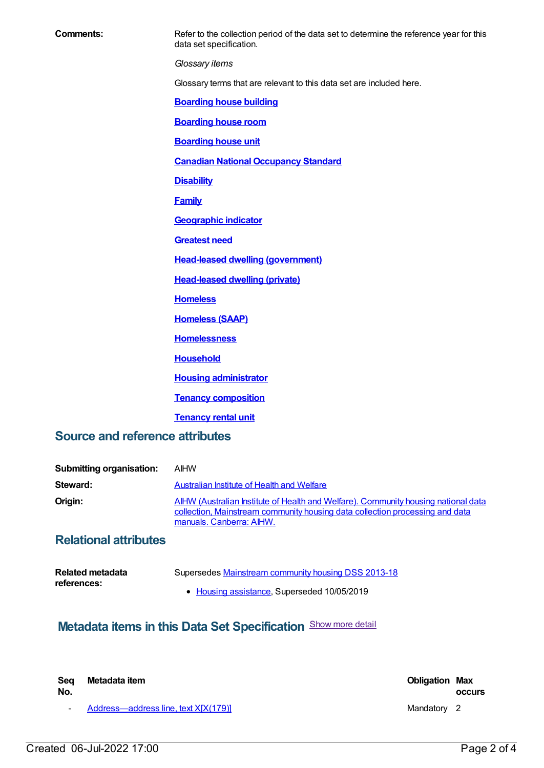**Comments:** Refer to the collection period of the data set to determine the reference year for this data set specification.

*Glossary items*

Glossary terms that are relevant to this data set are included here.

[Boarding house building]

[Boarding house room]

[Boarding house unit]

[Canadian National Occupancy Standard]

[Disability]

[Family]

[Geographic indicator]

[Greatest need]

[Head-leased dwelling (government)]

[Head-leased dwelling (private)]

[Homeless]

[Homeless (SAAP)]

[Homelessness]

[Household]

[Housing administrator]

[Tenancy composition]

[Tenancy rental unit]

## Source and reference attributes

**Submitting organisation:** AIHW

**Steward:** Australian Institute of Health and Welfare

**Origin:** AIHW (Australian Institute of Health and Welfare). Community housing national data collection, Mainstream community housing data collection processing and data manuals. Canberra: AIHW.

## Relational attributes

**Related metadata references:** Supersedes Mainstream community housing DSS 2013-18

- Housing assistance, Superseded 10/05/2019

## Metadata items in this Data Set Specification

Show more detail

| Seq No. | Metadata item | Obligation | Max occurs |
|---|---|---|---|
| - | Address—address line, text X[X(179)] | Mandatory | 2 |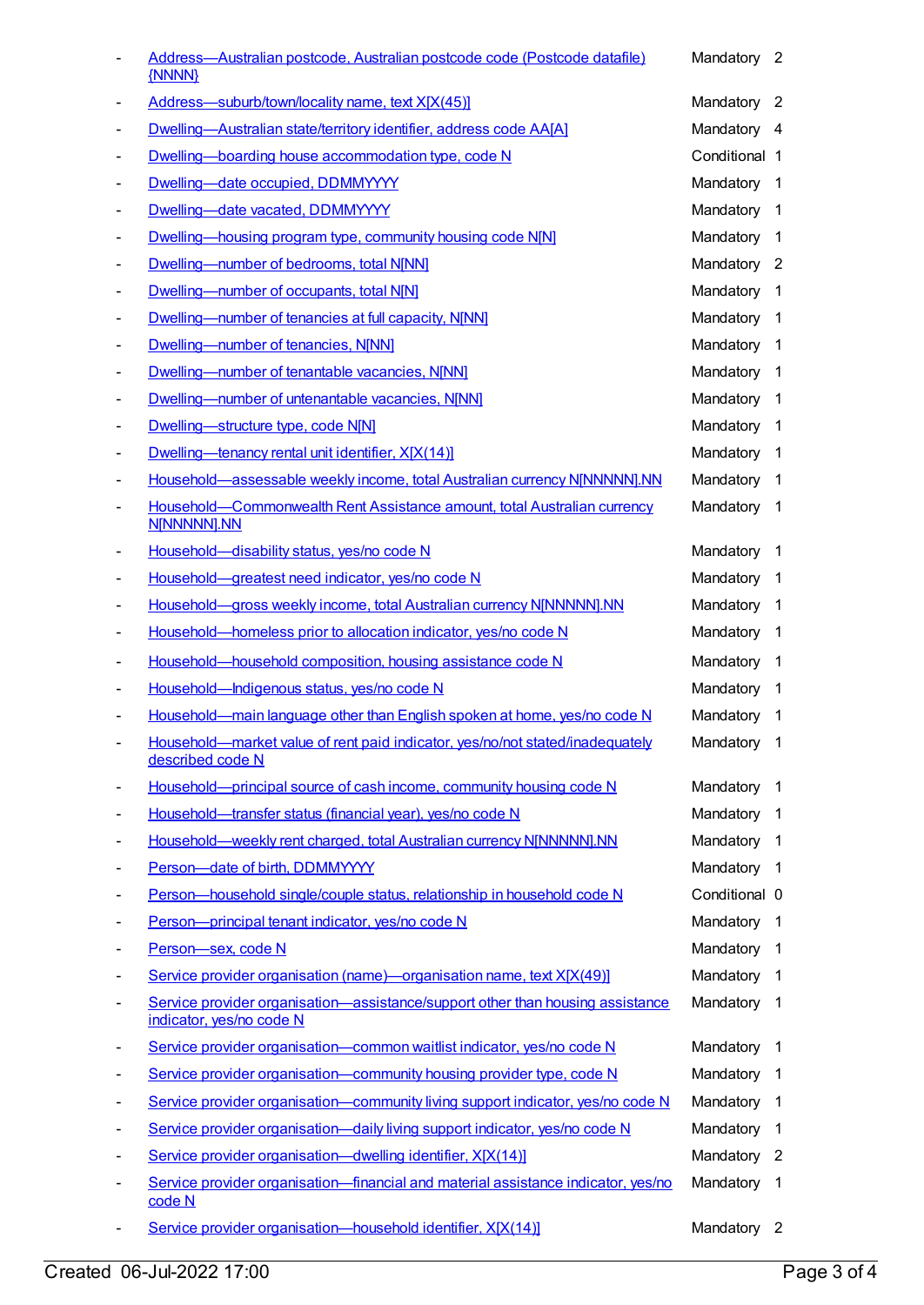- Address—Australian postcode, Australian postcode code (Postcode datafile) {NNNN} Mandatory 2
- Address—suburb/town/locality name, text X[X(45)] Mandatory 2
- Dwelling—Australian state/territory identifier, address code AA[A] Mandatory 4
- Dwelling—boarding house accommodation type, code N Conditional 1
- Dwelling—date occupied, DDMMYYYY Mandatory 1
- Dwelling—date vacated, DDMMYYYY Mandatory 1
- Dwelling—housing program type, community housing code N[N] Mandatory 1
- Dwelling—number of bedrooms, total N[NN] Mandatory 2
- Dwelling—number of occupants, total N[N] Mandatory 1
- Dwelling—number of tenancies at full capacity, N[NN] Mandatory 1
- Dwelling—number of tenancies, N[NN] Mandatory 1
- Dwelling—number of tenantable vacancies, N[NN] Mandatory 1
- Dwelling—number of untenantable vacancies, N[NN] Mandatory 1
- Dwelling—structure type, code N[N] Mandatory 1
- Dwelling—tenancy rental unit identifier, X[X(14)] Mandatory 1
- Household—assessable weekly income, total Australian currency N[NNNNN].NN Mandatory 1
- Household—Commonwealth Rent Assistance amount, total Australian currency N[NNNNN].NN Mandatory 1
- Household—disability status, yes/no code N Mandatory 1
- Household—greatest need indicator, yes/no code N Mandatory 1
- Household—gross weekly income, total Australian currency N[NNNNN].NN Mandatory 1
- Household—homeless prior to allocation indicator, yes/no code N Mandatory 1
- Household—household composition, housing assistance code N Mandatory 1
- Household—Indigenous status, yes/no code N Mandatory 1
- Household—main language other than English spoken at home, yes/no code N Mandatory 1
- Household—market value of rent paid indicator, yes/no/not stated/inadequately described code N Mandatory 1
- Household—principal source of cash income, community housing code N Mandatory 1
- Household—transfer status (financial year), yes/no code N Mandatory 1
- Household—weekly rent charged, total Australian currency N[NNNNN].NN Mandatory 1
- Person—date of birth, DDMMYYYY Mandatory 1
- Person—household single/couple status, relationship in household code N Conditional 0
- Person—principal tenant indicator, yes/no code N Mandatory 1
- Person—sex, code N Mandatory 1
- Service provider organisation (name)—organisation name, text X[X(49)] Mandatory 1
- Service provider organisation—assistance/support other than housing assistance indicator, yes/no code N Mandatory 1
- Service provider organisation—common waitlist indicator, yes/no code N Mandatory 1
- Service provider organisation—community housing provider type, code N Mandatory 1
- Service provider organisation—community living support indicator, yes/no code N Mandatory 1
- Service provider organisation—daily living support indicator, yes/no code N Mandatory 1
- Service provider organisation—dwelling identifier, X[X(14)] Mandatory 2
- Service provider organisation—financial and material assistance indicator, yes/no code N Mandatory 1
- Service provider organisation—household identifier, X[X(14)] Mandatory 2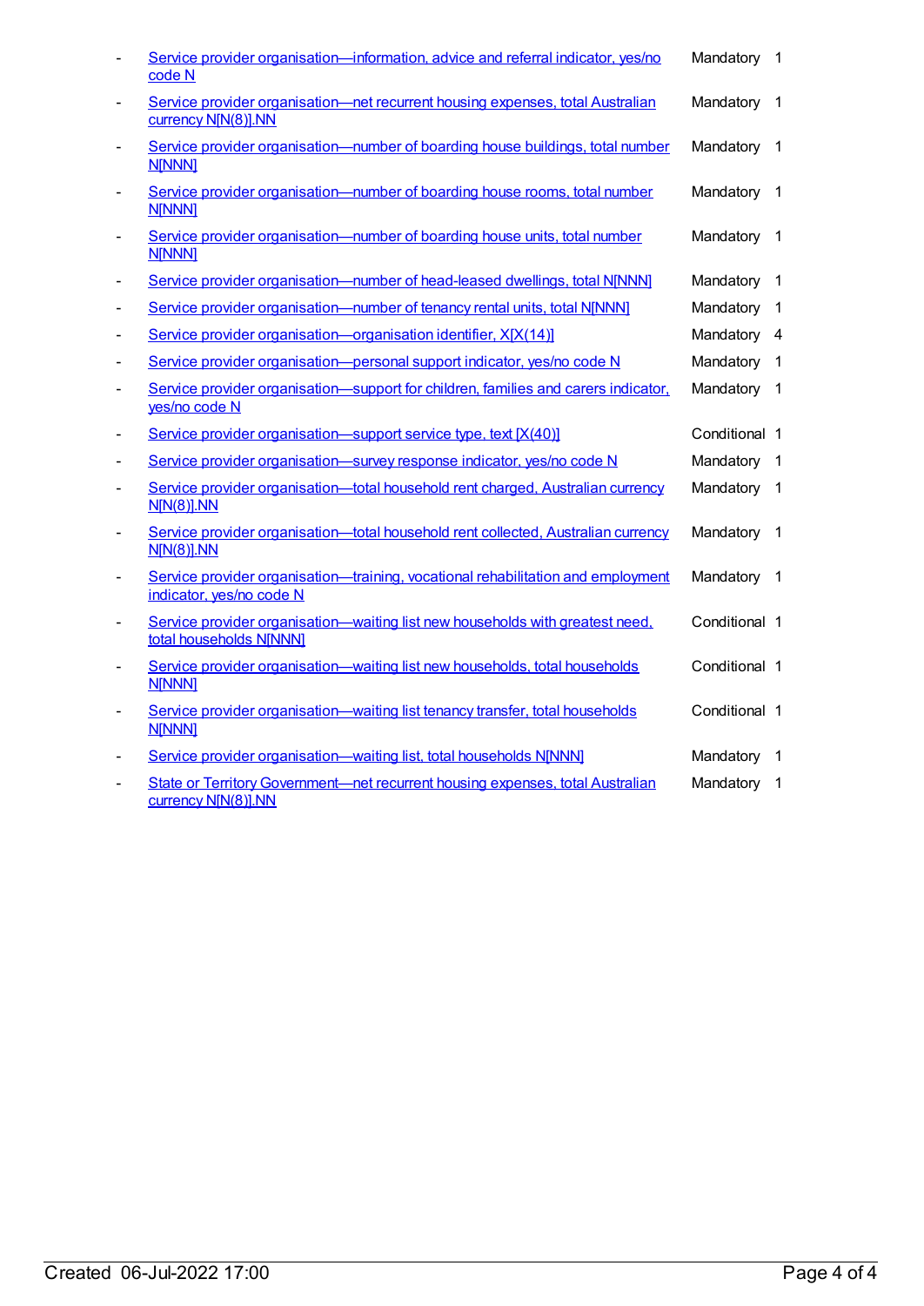| | | | |
|---|---|---|---|
| - | Service provider organisation—information, advice and referral indicator, yes/no code N | Mandatory | 1 |
| - | Service provider organisation—net recurrent housing expenses, total Australian currency N[N(8)].NN | Mandatory | 1 |
| - | Service provider organisation—number of boarding house buildings, total number N[NNN] | Mandatory | 1 |
| - | Service provider organisation—number of boarding house rooms, total number N[NNN] | Mandatory | 1 |
| - | Service provider organisation—number of boarding house units, total number N[NNN] | Mandatory | 1 |
| - | Service provider organisation—number of head-leased dwellings, total N[NNN] | Mandatory | 1 |
| - | Service provider organisation—number of tenancy rental units, total N[NNN] | Mandatory | 1 |
| - | Service provider organisation—organisation identifier, X[X(14)] | Mandatory | 4 |
| - | Service provider organisation—personal support indicator, yes/no code N | Mandatory | 1 |
| - | Service provider organisation—support for children, families and carers indicator, yes/no code N | Mandatory | 1 |
| - | Service provider organisation—support service type, text [X(40)] | Conditional | 1 |
| - | Service provider organisation—survey response indicator, yes/no code N | Mandatory | 1 |
| - | Service provider organisation—total household rent charged, Australian currency N[N(8)].NN | Mandatory | 1 |
| - | Service provider organisation—total household rent collected, Australian currency N[N(8)].NN | Mandatory | 1 |
| - | Service provider organisation—training, vocational rehabilitation and employment indicator, yes/no code N | Mandatory | 1 |
| - | Service provider organisation—waiting list new households with greatest need, total households N[NNN] | Conditional | 1 |
| - | Service provider organisation—waiting list new households, total households N[NNN] | Conditional | 1 |
| - | Service provider organisation—waiting list tenancy transfer, total households N[NNN] | Conditional | 1 |
| - | Service provider organisation—waiting list, total households N[NNN] | Mandatory | 1 |
| - | State or Territory Government—net recurrent housing expenses, total Australian currency N[N(8)].NN | Mandatory | 1 |

Created 06-Jul-2022 17:00